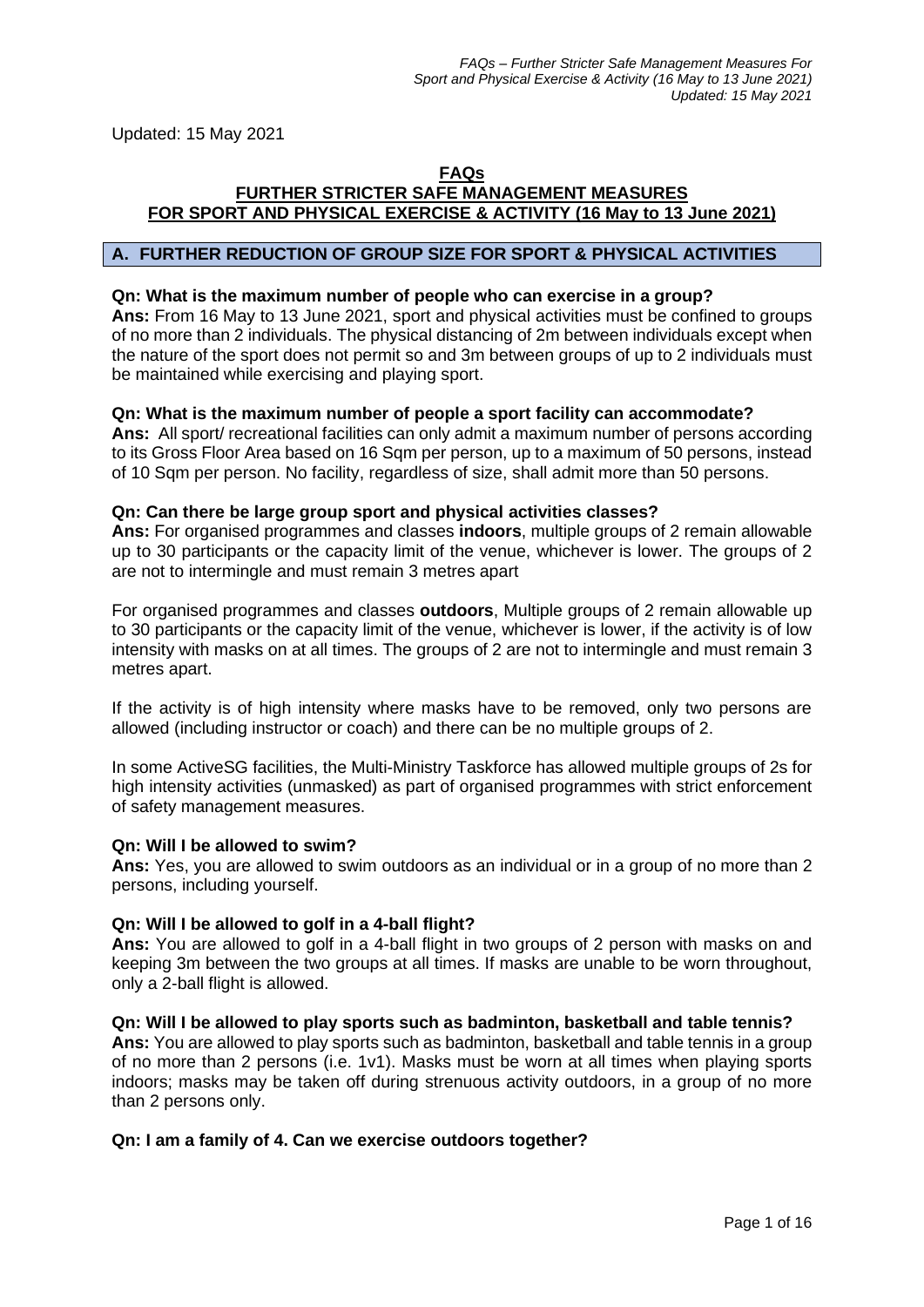Updated: 15 May 2021

# FAQs
# FURTHER STRICTER SAFE MANAGEMENT MEASURES FOR SPORT AND PHYSICAL EXERCISE & ACTIVITY (16 May to 13 June 2021)

## A. FURTHER REDUCTION OF GROUP SIZE FOR SPORT & PHYSICAL ACTIVITIES

**Qn: What is the maximum number of people who can exercise in a group?**
**Ans:** From 16 May to 13 June 2021, sport and physical activities must be confined to groups of no more than 2 individuals. The physical distancing of 2m between individuals except when the nature of the sport does not permit so and 3m between groups of up to 2 individuals must be maintained while exercising and playing sport.

**Qn: What is the maximum number of people a sport facility can accommodate?**
**Ans:** All sport/ recreational facilities can only admit a maximum number of persons according to its Gross Floor Area based on 16 Sqm per person, up to a maximum of 50 persons, instead of 10 Sqm per person. No facility, regardless of size, shall admit more than 50 persons.

**Qn: Can there be large group sport and physical activities classes?**
**Ans:** For organised programmes and classes **indoors**, multiple groups of 2 remain allowable up to 30 participants or the capacity limit of the venue, whichever is lower. The groups of 2 are not to intermingle and must remain 3 metres apart

For organised programmes and classes **outdoors**, Multiple groups of 2 remain allowable up to 30 participants or the capacity limit of the venue, whichever is lower, if the activity is of low intensity with masks on at all times. The groups of 2 are not to intermingle and must remain 3 metres apart.

If the activity is of high intensity where masks have to be removed, only two persons are allowed (including instructor or coach) and there can be no multiple groups of 2.

In some ActiveSG facilities, the Multi-Ministry Taskforce has allowed multiple groups of 2s for high intensity activities (unmasked) as part of organised programmes with strict enforcement of safety management measures.

**Qn: Will I be allowed to swim?**
**Ans:** Yes, you are allowed to swim outdoors as an individual or in a group of no more than 2 persons, including yourself.

**Qn: Will I be allowed to golf in a 4-ball flight?**
**Ans:** You are allowed to golf in a 4-ball flight in two groups of 2 person with masks on and keeping 3m between the two groups at all times. If masks are unable to be worn throughout, only a 2-ball flight is allowed.

**Qn: Will I be allowed to play sports such as badminton, basketball and table tennis?**
**Ans:** You are allowed to play sports such as badminton, basketball and table tennis in a group of no more than 2 persons (i.e. 1v1). Masks must be worn at all times when playing sports indoors; masks may be taken off during strenuous activity outdoors, in a group of no more than 2 persons only.

**Qn: I am a family of 4. Can we exercise outdoors together?**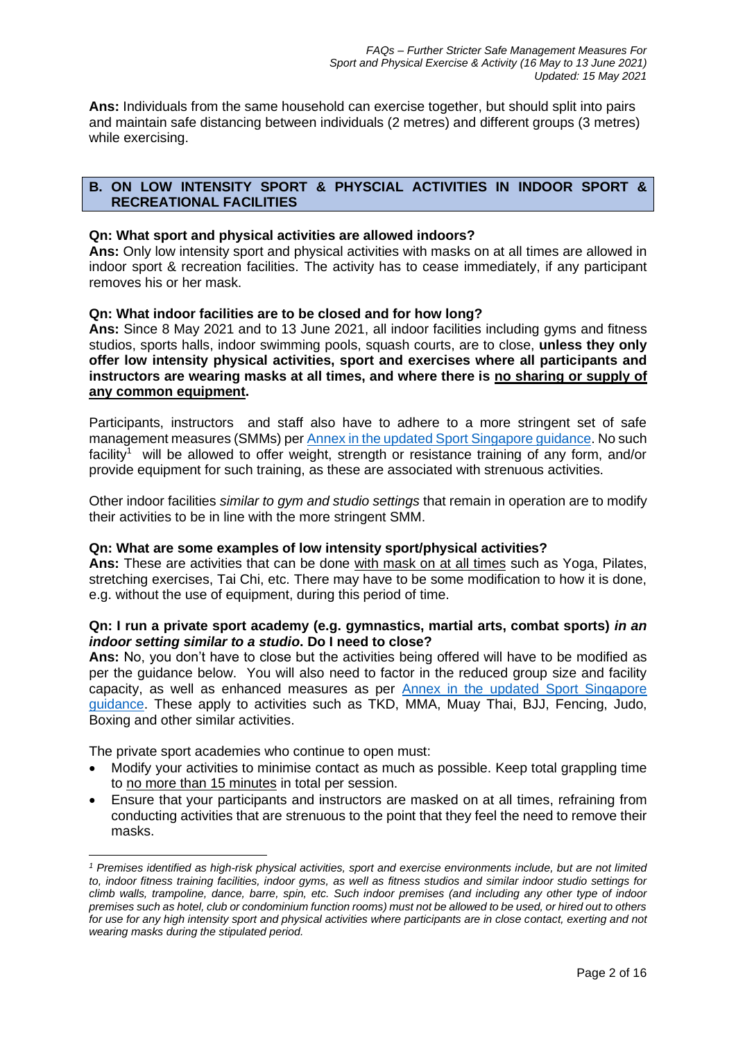**Ans:** Individuals from the same household can exercise together, but should split into pairs and maintain safe distancing between individuals (2 metres) and different groups (3 metres) while exercising.

## B. ON LOW INTENSITY SPORT & PHYSCIAL ACTIVITIES IN INDOOR SPORT & RECREATIONAL FACILITIES

**Qn: What sport and physical activities are allowed indoors?**
**Ans:** Only low intensity sport and physical activities with masks on at all times are allowed in indoor sport & recreation facilities. The activity has to cease immediately, if any participant removes his or her mask.

**Qn: What indoor facilities are to be closed and for how long?**
**Ans:** Since 8 May 2021 and to 13 June 2021, all indoor facilities including gyms and fitness studios, sports halls, indoor swimming pools, squash courts, are to close, **unless they only offer low intensity physical activities, sport and exercises where all participants and instructors are wearing masks at all times, and where there is <u>no sharing or supply of any common equipment</u>.**

Participants, instructors and staff also have to adhere to a more stringent set of safe management measures (SMMs) per Annex in the updated Sport Singapore guidance. No such facility[1] will be allowed to offer weight, strength or resistance training of any form, and/or provide equipment for such training, as these are associated with strenuous activities.

Other indoor facilities *similar to gym and studio settings* that remain in operation are to modify their activities to be in line with the more stringent SMM.

**Qn: What are some examples of low intensity sport/physical activities?**
**Ans:** These are activities that can be done <u>with mask on at all times</u> such as Yoga, Pilates, stretching exercises, Tai Chi, etc. There may have to be some modification to how it is done, e.g. without the use of equipment, during this period of time.

**Qn: I run a private sport academy (e.g. gymnastics, martial arts, combat sports) *in an indoor setting similar to a studio*. Do I need to close?**
**Ans:** No, you don't have to close but the activities being offered will have to be modified as per the guidance below. You will also need to factor in the reduced group size and facility capacity, as well as enhanced measures as per Annex in the updated Sport Singapore guidance. These apply to activities such as TKD, MMA, Muay Thai, BJJ, Fencing, Judo, Boxing and other similar activities.

The private sport academies who continue to open must:

- Modify your activities to minimise contact as much as possible. Keep total grappling time to <u>no more than 15 minutes</u> in total per session.
- Ensure that your participants and instructors are masked on at all times, refraining from conducting activities that are strenuous to the point that they feel the need to remove their masks.

---

[1] *Premises identified as high-risk physical activities, sport and exercise environments include, but are not limited to, indoor fitness training facilities, indoor gyms, as well as fitness studios and similar indoor studio settings for climb walls, trampoline, dance, barre, spin, etc. Such indoor premises (and including any other type of indoor premises such as hotel, club or condominium function rooms) must not be allowed to be used, or hired out to others for use for any high intensity sport and physical activities where participants are in close contact, exerting and not wearing masks during the stipulated period.*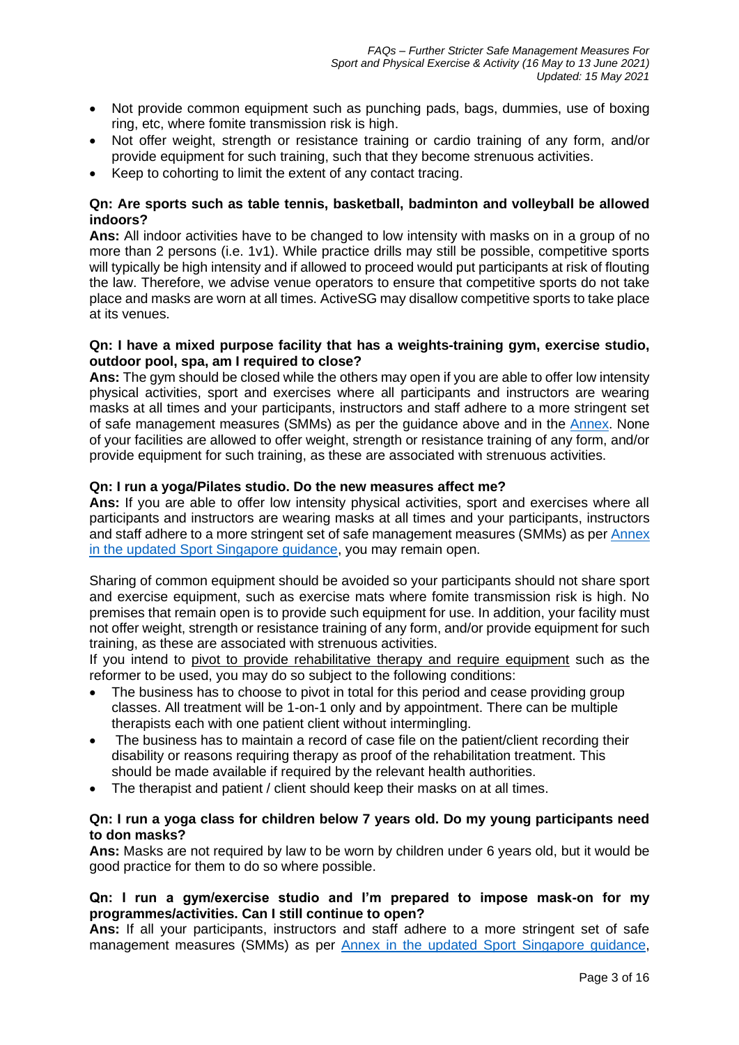- Not provide common equipment such as punching pads, bags, dummies, use of boxing ring, etc, where fomite transmission risk is high.
- Not offer weight, strength or resistance training or cardio training of any form, and/or provide equipment for such training, such that they become strenuous activities.
- Keep to cohorting to limit the extent of any contact tracing.

**Qn: Are sports such as table tennis, basketball, badminton and volleyball be allowed indoors?**
**Ans:** All indoor activities have to be changed to low intensity with masks on in a group of no more than 2 persons (i.e. 1v1). While practice drills may still be possible, competitive sports will typically be high intensity and if allowed to proceed would put participants at risk of flouting the law. Therefore, we advise venue operators to ensure that competitive sports do not take place and masks are worn at all times. ActiveSG may disallow competitive sports to take place at its venues.

**Qn: I have a mixed purpose facility that has a weights-training gym, exercise studio, outdoor pool, spa, am I required to close?**
**Ans:** The gym should be closed while the others may open if you are able to offer low intensity physical activities, sport and exercises where all participants and instructors are wearing masks at all times and your participants, instructors and staff adhere to a more stringent set of safe management measures (SMMs) as per the guidance above and in the Annex. None of your facilities are allowed to offer weight, strength or resistance training of any form, and/or provide equipment for such training, as these are associated with strenuous activities.

**Qn: I run a yoga/Pilates studio. Do the new measures affect me?**
**Ans:** If you are able to offer low intensity physical activities, sport and exercises where all participants and instructors are wearing masks at all times and your participants, instructors and staff adhere to a more stringent set of safe management measures (SMMs) as per Annex in the updated Sport Singapore guidance, you may remain open.

Sharing of common equipment should be avoided so your participants should not share sport and exercise equipment, such as exercise mats where fomite transmission risk is high. No premises that remain open is to provide such equipment for use. In addition, your facility must not offer weight, strength or resistance training of any form, and/or provide equipment for such training, as these are associated with strenuous activities.
If you intend to pivot to provide rehabilitative therapy and require equipment such as the reformer to be used, you may do so subject to the following conditions:

- The business has to choose to pivot in total for this period and cease providing group classes. All treatment will be 1-on-1 only and by appointment. There can be multiple therapists each with one patient client without intermingling.
- The business has to maintain a record of case file on the patient/client recording their disability or reasons requiring therapy as proof of the rehabilitation treatment. This should be made available if required by the relevant health authorities.
- The therapist and patient / client should keep their masks on at all times.

**Qn: I run a yoga class for children below 7 years old. Do my young participants need to don masks?**
**Ans:** Masks are not required by law to be worn by children under 6 years old, but it would be good practice for them to do so where possible.

**Qn: I run a gym/exercise studio and I'm prepared to impose mask-on for my programmes/activities. Can I still continue to open?**
**Ans:** If all your participants, instructors and staff adhere to a more stringent set of safe management measures (SMMs) as per Annex in the updated Sport Singapore guidance,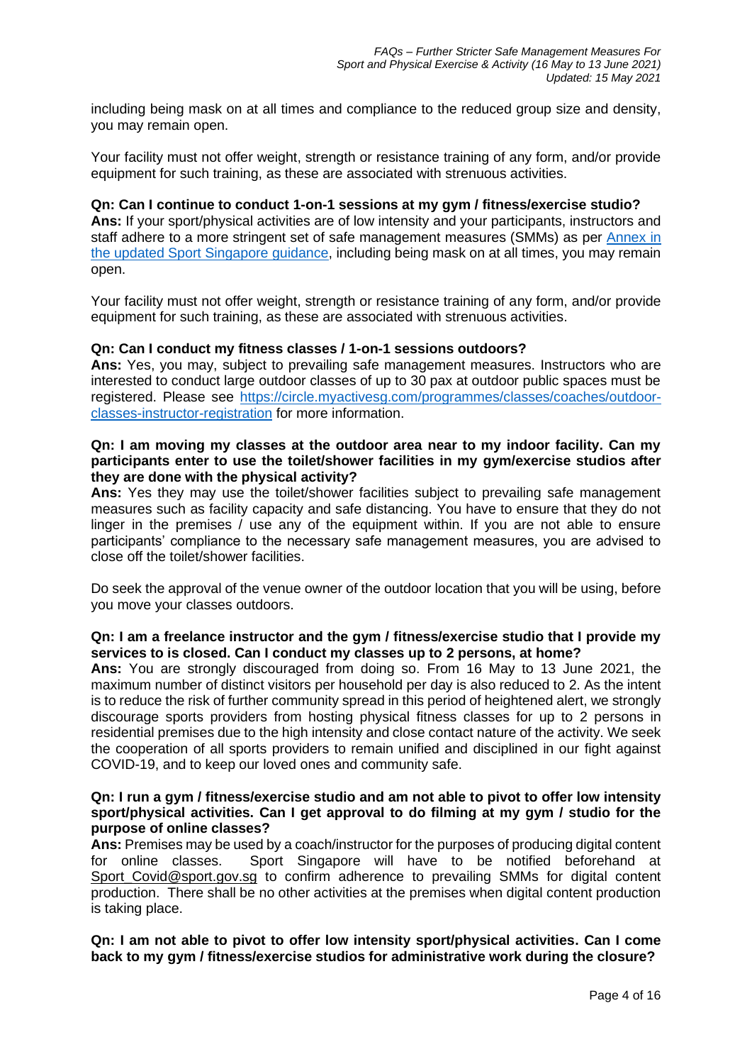including being mask on at all times and compliance to the reduced group size and density, you may remain open.

Your facility must not offer weight, strength or resistance training of any form, and/or provide equipment for such training, as these are associated with strenuous activities.

**Qn: Can I continue to conduct 1-on-1 sessions at my gym / fitness/exercise studio?**
**Ans:** If your sport/physical activities are of low intensity and your participants, instructors and staff adhere to a more stringent set of safe management measures (SMMs) as per [Annex in the updated Sport Singapore guidance](), including being mask on at all times, you may remain open.

Your facility must not offer weight, strength or resistance training of any form, and/or provide equipment for such training, as these are associated with strenuous activities.

**Qn: Can I conduct my fitness classes / 1-on-1 sessions outdoors?**
**Ans:** Yes, you may, subject to prevailing safe management measures. Instructors who are interested to conduct large outdoor classes of up to 30 pax at outdoor public spaces must be registered. Please see [https://circle.myactivesg.com/programmes/classes/coaches/outdoor-classes-instructor-registration](https://circle.myactivesg.com/programmes/classes/coaches/outdoor-classes-instructor-registration) for more information.

**Qn: I am moving my classes at the outdoor area near to my indoor facility. Can my participants enter to use the toilet/shower facilities in my gym/exercise studios after they are done with the physical activity?**
**Ans:** Yes they may use the toilet/shower facilities subject to prevailing safe management measures such as facility capacity and safe distancing. You have to ensure that they do not linger in the premises / use any of the equipment within. If you are not able to ensure participants' compliance to the necessary safe management measures, you are advised to close off the toilet/shower facilities.

Do seek the approval of the venue owner of the outdoor location that you will be using, before you move your classes outdoors.

**Qn: I am a freelance instructor and the gym / fitness/exercise studio that I provide my services to is closed. Can I conduct my classes up to 2 persons, at home?**
**Ans:** You are strongly discouraged from doing so. From 16 May to 13 June 2021, the maximum number of distinct visitors per household per day is also reduced to 2. As the intent is to reduce the risk of further community spread in this period of heightened alert, we strongly discourage sports providers from hosting physical fitness classes for up to 2 persons in residential premises due to the high intensity and close contact nature of the activity. We seek the cooperation of all sports providers to remain unified and disciplined in our fight against COVID-19, and to keep our loved ones and community safe.

**Qn: I run a gym / fitness/exercise studio and am not able to pivot to offer low intensity sport/physical activities. Can I get approval to do filming at my gym / studio for the purpose of online classes?**
**Ans:** Premises may be used by a coach/instructor for the purposes of producing digital content for online classes. Sport Singapore will have to be notified beforehand at [Sport_Covid@sport.gov.sg](mailto:Sport_Covid@sport.gov.sg) to confirm adherence to prevailing SMMs for digital content production. There shall be no other activities at the premises when digital content production is taking place.

**Qn: I am not able to pivot to offer low intensity sport/physical activities. Can I come back to my gym / fitness/exercise studios for administrative work during the closure?**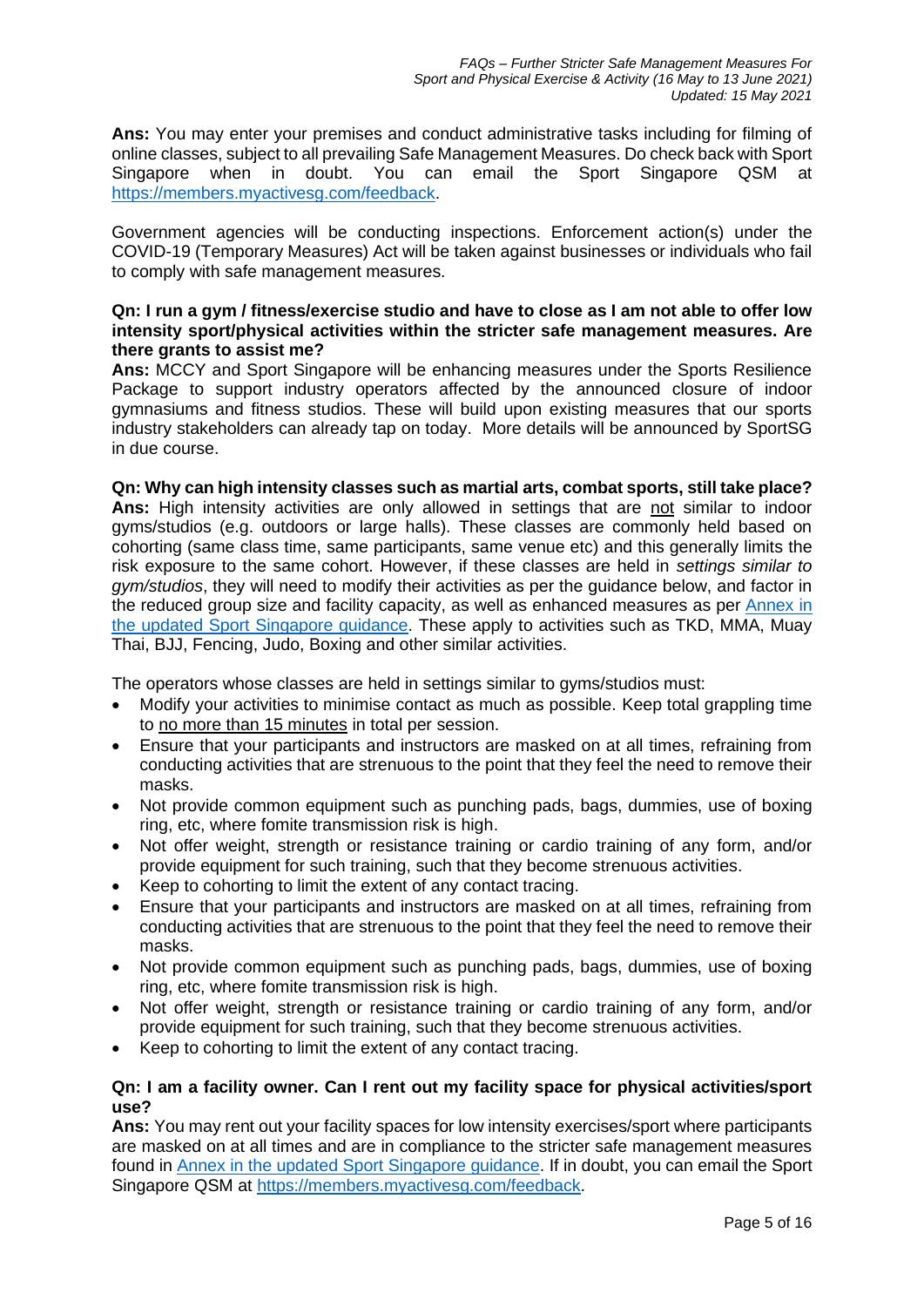**Ans:** You may enter your premises and conduct administrative tasks including for filming of online classes, subject to all prevailing Safe Management Measures. Do check back with Sport Singapore when in doubt. You can email the Sport Singapore QSM at [https://members.myactivesg.com/feedback](https://members.myactivesg.com/feedback).

Government agencies will be conducting inspections. Enforcement action(s) under the COVID-19 (Temporary Measures) Act will be taken against businesses or individuals who fail to comply with safe management measures.

**Qn: I run a gym / fitness/exercise studio and have to close as I am not able to offer low intensity sport/physical activities within the stricter safe management measures. Are there grants to assist me?**

**Ans:** MCCY and Sport Singapore will be enhancing measures under the Sports Resilience Package to support industry operators affected by the announced closure of indoor gymnasiums and fitness studios. These will build upon existing measures that our sports industry stakeholders can already tap on today. More details will be announced by SportSG in due course.

**Qn: Why can high intensity classes such as martial arts, combat sports, still take place?**

**Ans:** High intensity activities are only allowed in settings that are <u>not</u> similar to indoor gyms/studios (e.g. outdoors or large halls). These classes are commonly held based on cohorting (same class time, same participants, same venue etc) and this generally limits the risk exposure to the same cohort. However, if these classes are held in *settings similar to gym/studios*, they will need to modify their activities as per the guidance below, and factor in the reduced group size and facility capacity, as well as enhanced measures as per [Annex in the updated Sport Singapore guidance](). These apply to activities such as TKD, MMA, Muay Thai, BJJ, Fencing, Judo, Boxing and other similar activities.

The operators whose classes are held in settings similar to gyms/studios must:

- Modify your activities to minimise contact as much as possible. Keep total grappling time to <u>no more than 15 minutes</u> in total per session.
- Ensure that your participants and instructors are masked on at all times, refraining from conducting activities that are strenuous to the point that they feel the need to remove their masks.
- Not provide common equipment such as punching pads, bags, dummies, use of boxing ring, etc, where fomite transmission risk is high.
- Not offer weight, strength or resistance training or cardio training of any form, and/or provide equipment for such training, such that they become strenuous activities.
- Keep to cohorting to limit the extent of any contact tracing.
- Ensure that your participants and instructors are masked on at all times, refraining from conducting activities that are strenuous to the point that they feel the need to remove their masks.
- Not provide common equipment such as punching pads, bags, dummies, use of boxing ring, etc, where fomite transmission risk is high.
- Not offer weight, strength or resistance training or cardio training of any form, and/or provide equipment for such training, such that they become strenuous activities.
- Keep to cohorting to limit the extent of any contact tracing.

**Qn: I am a facility owner. Can I rent out my facility space for physical activities/sport use?**

**Ans:** You may rent out your facility spaces for low intensity exercises/sport where participants are masked on at all times and are in compliance to the stricter safe management measures found in [Annex in the updated Sport Singapore guidance](). If in doubt, you can email the Sport Singapore QSM at [https://members.myactivesg.com/feedback](https://members.myactivesg.com/feedback).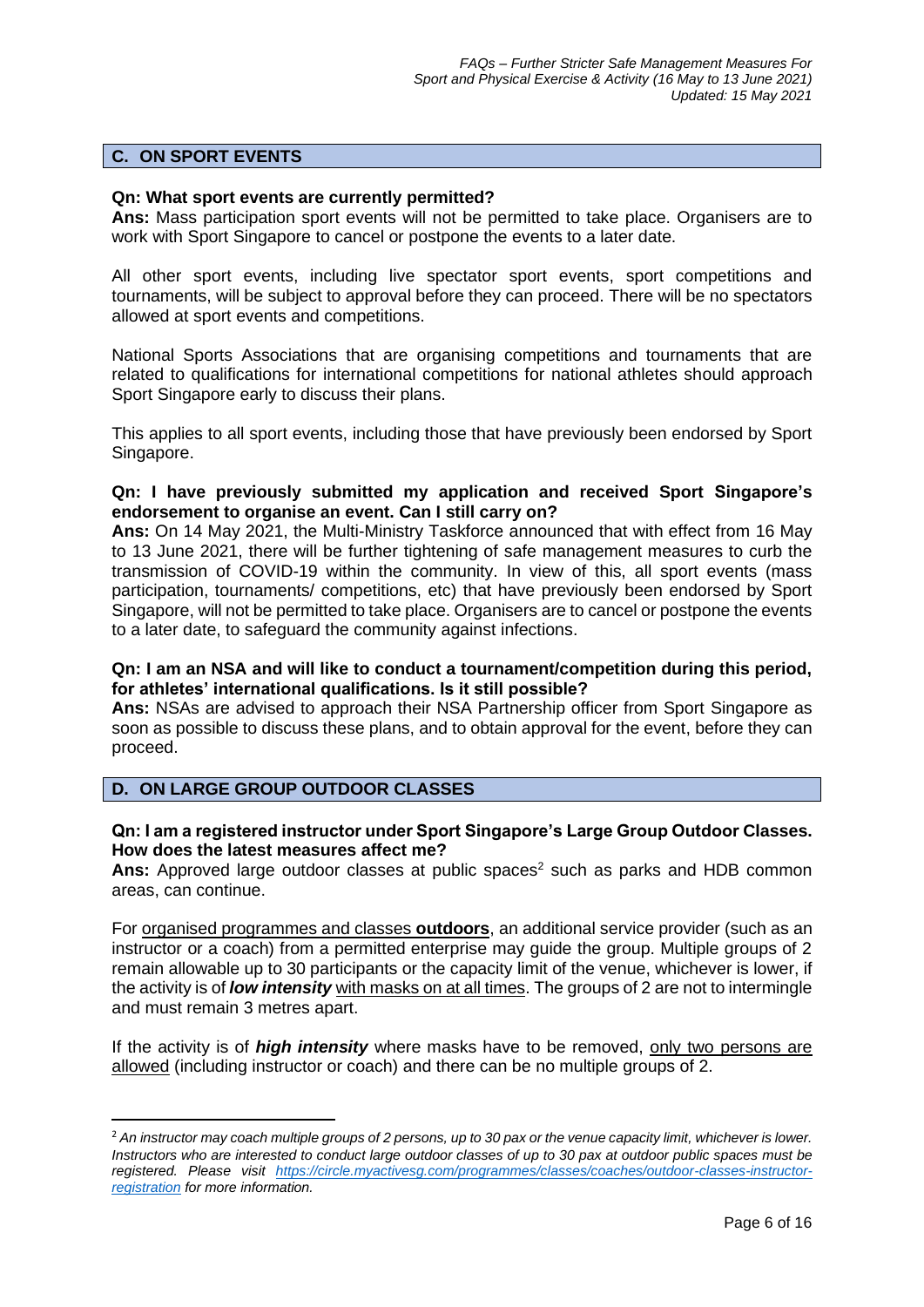## C. ON SPORT EVENTS

**Qn: What sport events are currently permitted?**
**Ans:** Mass participation sport events will not be permitted to take place. Organisers are to work with Sport Singapore to cancel or postpone the events to a later date.

All other sport events, including live spectator sport events, sport competitions and tournaments, will be subject to approval before they can proceed. There will be no spectators allowed at sport events and competitions.

National Sports Associations that are organising competitions and tournaments that are related to qualifications for international competitions for national athletes should approach Sport Singapore early to discuss their plans.

This applies to all sport events, including those that have previously been endorsed by Sport Singapore.

**Qn: I have previously submitted my application and received Sport Singapore's endorsement to organise an event. Can I still carry on?**
**Ans:** On 14 May 2021, the Multi-Ministry Taskforce announced that with effect from 16 May to 13 June 2021, there will be further tightening of safe management measures to curb the transmission of COVID-19 within the community. In view of this, all sport events (mass participation, tournaments/ competitions, etc) that have previously been endorsed by Sport Singapore, will not be permitted to take place. Organisers are to cancel or postpone the events to a later date, to safeguard the community against infections.

**Qn: I am an NSA and will like to conduct a tournament/competition during this period, for athletes' international qualifications. Is it still possible?**
**Ans:** NSAs are advised to approach their NSA Partnership officer from Sport Singapore as soon as possible to discuss these plans, and to obtain approval for the event, before they can proceed.

## D. ON LARGE GROUP OUTDOOR CLASSES

**Qn: I am a registered instructor under Sport Singapore's Large Group Outdoor Classes. How does the latest measures affect me?**
**Ans:** Approved large outdoor classes at public spaces[2] such as parks and HDB common areas, can continue.

For organised programmes and classes **outdoors**, an additional service provider (such as an instructor or a coach) from a permitted enterprise may guide the group. Multiple groups of 2 remain allowable up to 30 participants or the capacity limit of the venue, whichever is lower, if the activity is of ***low intensity*** with masks on at all times. The groups of 2 are not to intermingle and must remain 3 metres apart.

If the activity is of ***high intensity*** where masks have to be removed, only two persons are allowed (including instructor or coach) and there can be no multiple groups of 2.

---

[2] *An instructor may coach multiple groups of 2 persons, up to 30 pax or the venue capacity limit, whichever is lower. Instructors who are interested to conduct large outdoor classes of up to 30 pax at outdoor public spaces must be registered. Please visit https://circle.myactivesg.com/programmes/classes/coaches/outdoor-classes-instructor-registration for more information.*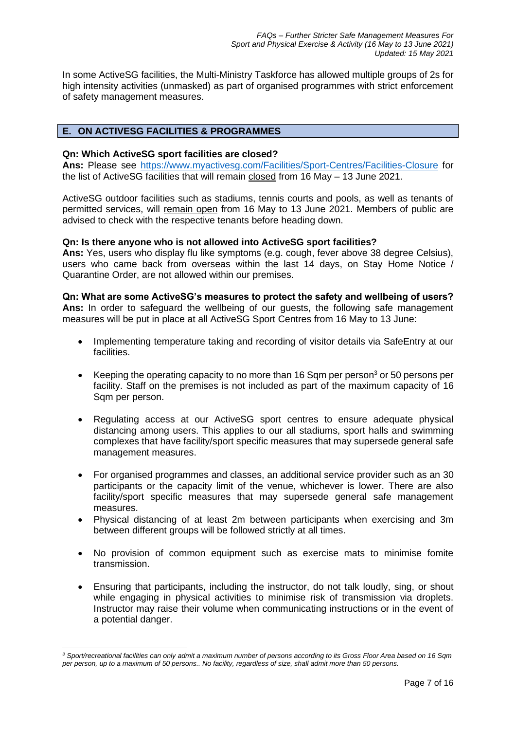In some ActiveSG facilities, the Multi-Ministry Taskforce has allowed multiple groups of 2s for high intensity activities (unmasked) as part of organised programmes with strict enforcement of safety management measures.

## E. ON ACTIVESG FACILITIES & PROGRAMMES

**Qn: Which ActiveSG sport facilities are closed?**
**Ans:** Please see https://www.myactivesg.com/Facilities/Sport-Centres/Facilities-Closure for the list of ActiveSG facilities that will remain closed from 16 May – 13 June 2021.

ActiveSG outdoor facilities such as stadiums, tennis courts and pools, as well as tenants of permitted services, will remain open from 16 May to 13 June 2021. Members of public are advised to check with the respective tenants before heading down.

**Qn: Is there anyone who is not allowed into ActiveSG sport facilities?**
**Ans:** Yes, users who display flu like symptoms (e.g. cough, fever above 38 degree Celsius), users who came back from overseas within the last 14 days, on Stay Home Notice / Quarantine Order, are not allowed within our premises.

**Qn: What are some ActiveSG's measures to protect the safety and wellbeing of users?**
**Ans:** In order to safeguard the wellbeing of our guests, the following safe management measures will be put in place at all ActiveSG Sport Centres from 16 May to 13 June:

- Implementing temperature taking and recording of visitor details via SafeEntry at our facilities.
- Keeping the operating capacity to no more than 16 Sqm per person[3] or 50 persons per facility. Staff on the premises is not included as part of the maximum capacity of 16 Sqm per person.
- Regulating access at our ActiveSG sport centres to ensure adequate physical distancing among users. This applies to our all stadiums, sport halls and swimming complexes that have facility/sport specific measures that may supersede general safe management measures.
- For organised programmes and classes, an additional service provider such as an 30 participants or the capacity limit of the venue, whichever is lower. There are also facility/sport specific measures that may supersede general safe management measures.
- Physical distancing of at least 2m between participants when exercising and 3m between different groups will be followed strictly at all times.
- No provision of common equipment such as exercise mats to minimise fomite transmission.
- Ensuring that participants, including the instructor, do not talk loudly, sing, or shout while engaging in physical activities to minimise risk of transmission via droplets. Instructor may raise their volume when communicating instructions or in the event of a potential danger.

*[3] Sport/recreational facilities can only admit a maximum number of persons according to its Gross Floor Area based on 16 Sqm per person, up to a maximum of 50 persons.. No facility, regardless of size, shall admit more than 50 persons.*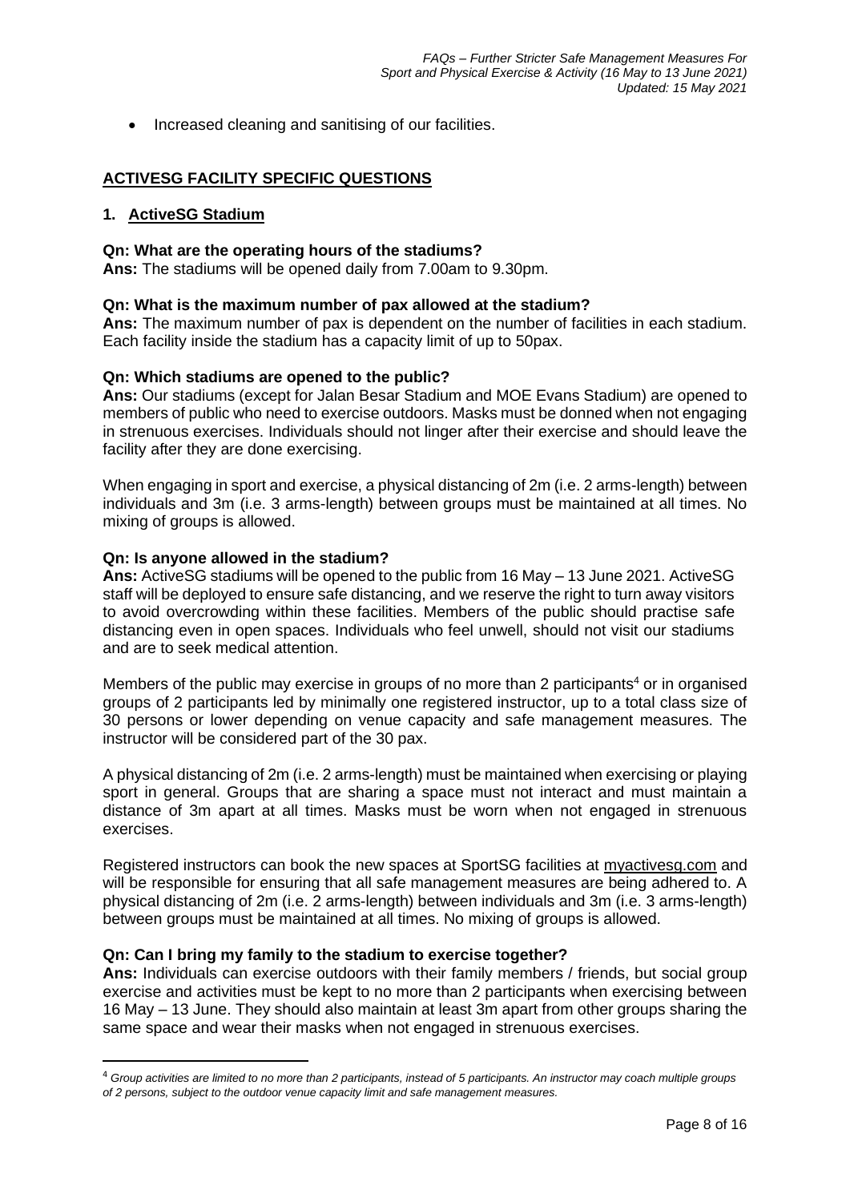- Increased cleaning and sanitising of our facilities.

## ACTIVESG FACILITY SPECIFIC QUESTIONS

### 1. ActiveSG Stadium

**Qn: What are the operating hours of the stadiums?**
**Ans:** The stadiums will be opened daily from 7.00am to 9.30pm.

**Qn: What is the maximum number of pax allowed at the stadium?**
**Ans:** The maximum number of pax is dependent on the number of facilities in each stadium. Each facility inside the stadium has a capacity limit of up to 50pax.

**Qn: Which stadiums are opened to the public?**
**Ans:** Our stadiums (except for Jalan Besar Stadium and MOE Evans Stadium) are opened to members of public who need to exercise outdoors. Masks must be donned when not engaging in strenuous exercises. Individuals should not linger after their exercise and should leave the facility after they are done exercising.

When engaging in sport and exercise, a physical distancing of 2m (i.e. 2 arms-length) between individuals and 3m (i.e. 3 arms-length) between groups must be maintained at all times. No mixing of groups is allowed.

**Qn: Is anyone allowed in the stadium?**
**Ans:** ActiveSG stadiums will be opened to the public from 16 May – 13 June 2021. ActiveSG staff will be deployed to ensure safe distancing, and we reserve the right to turn away visitors to avoid overcrowding within these facilities. Members of the public should practise safe distancing even in open spaces. Individuals who feel unwell, should not visit our stadiums and are to seek medical attention.

Members of the public may exercise in groups of no more than 2 participants[4] or in organised groups of 2 participants led by minimally one registered instructor, up to a total class size of 30 persons or lower depending on venue capacity and safe management measures. The instructor will be considered part of the 30 pax.

A physical distancing of 2m (i.e. 2 arms-length) must be maintained when exercising or playing sport in general. Groups that are sharing a space must not interact and must maintain a distance of 3m apart at all times. Masks must be worn when not engaged in strenuous exercises.

Registered instructors can book the new spaces at SportSG facilities at myactivesg.com and will be responsible for ensuring that all safe management measures are being adhered to. A physical distancing of 2m (i.e. 2 arms-length) between individuals and 3m (i.e. 3 arms-length) between groups must be maintained at all times. No mixing of groups is allowed.

**Qn: Can I bring my family to the stadium to exercise together?**
**Ans:** Individuals can exercise outdoors with their family members / friends, but social group exercise and activities must be kept to no more than 2 participants when exercising between 16 May – 13 June. They should also maintain at least 3m apart from other groups sharing the same space and wear their masks when not engaged in strenuous exercises.

---

[4] *Group activities are limited to no more than 2 participants, instead of 5 participants. An instructor may coach multiple groups of 2 persons, subject to the outdoor venue capacity limit and safe management measures.*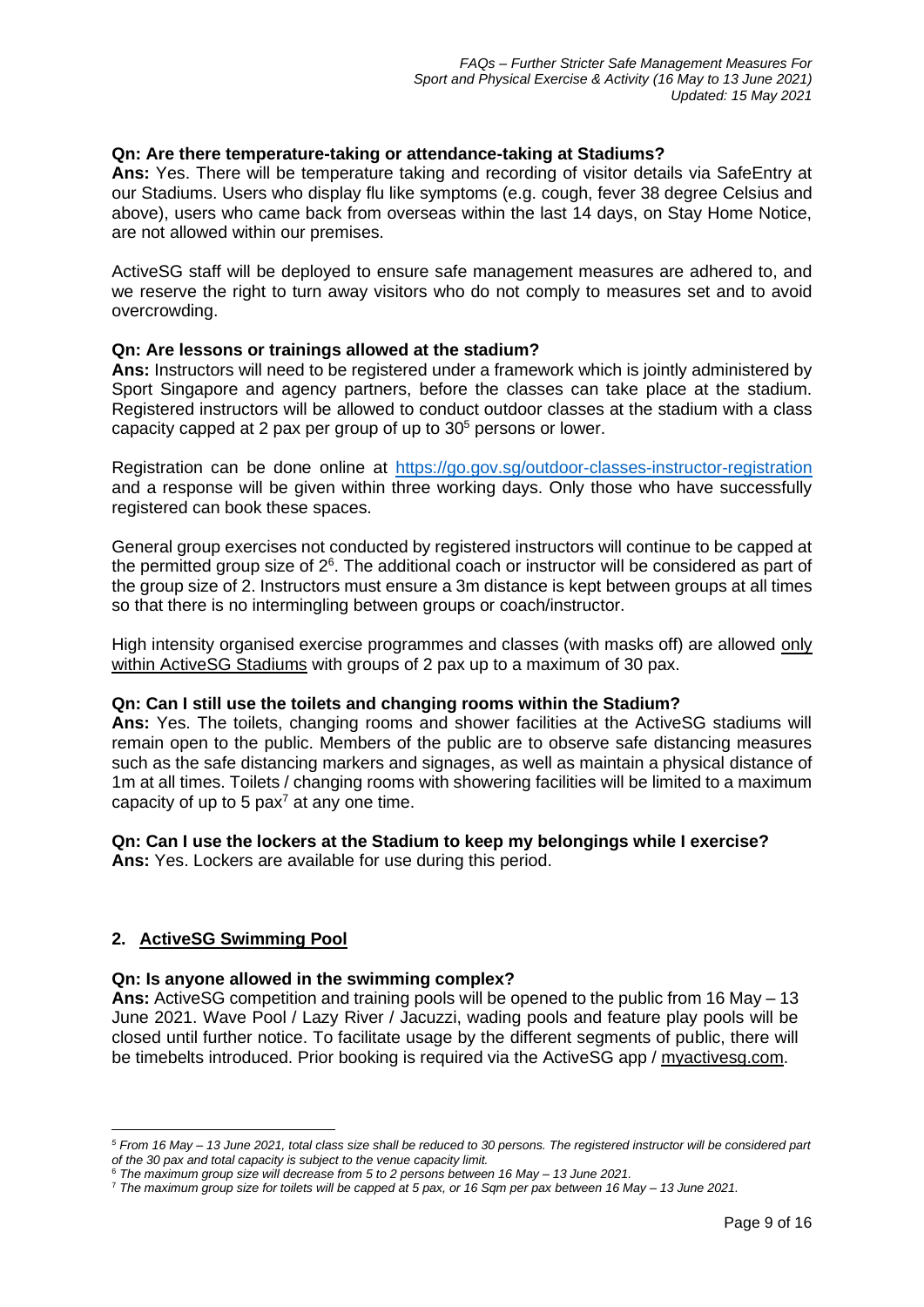**Qn: Are there temperature-taking or attendance-taking at Stadiums?**
**Ans:** Yes. There will be temperature taking and recording of visitor details via SafeEntry at our Stadiums. Users who display flu like symptoms (e.g. cough, fever 38 degree Celsius and above), users who came back from overseas within the last 14 days, on Stay Home Notice, are not allowed within our premises.

ActiveSG staff will be deployed to ensure safe management measures are adhered to, and we reserve the right to turn away visitors who do not comply to measures set and to avoid overcrowding.

**Qn: Are lessons or trainings allowed at the stadium?**
**Ans:** Instructors will need to be registered under a framework which is jointly administered by Sport Singapore and agency partners, before the classes can take place at the stadium. Registered instructors will be allowed to conduct outdoor classes at the stadium with a class capacity capped at 2 pax per group of up to 30[5] persons or lower.

Registration can be done online at https://go.gov.sg/outdoor-classes-instructor-registration and a response will be given within three working days. Only those who have successfully registered can book these spaces.

General group exercises not conducted by registered instructors will continue to be capped at the permitted group size of 2[6]. The additional coach or instructor will be considered as part of the group size of 2. Instructors must ensure a 3m distance is kept between groups at all times so that there is no intermingling between groups or coach/instructor.

High intensity organised exercise programmes and classes (with masks off) are allowed only within ActiveSG Stadiums with groups of 2 pax up to a maximum of 30 pax.

**Qn: Can I still use the toilets and changing rooms within the Stadium?**
**Ans:** Yes. The toilets, changing rooms and shower facilities at the ActiveSG stadiums will remain open to the public. Members of the public are to observe safe distancing measures such as the safe distancing markers and signages, as well as maintain a physical distance of 1m at all times. Toilets / changing rooms with showering facilities will be limited to a maximum capacity of up to 5 pax[7] at any one time.

**Qn: Can I use the lockers at the Stadium to keep my belongings while I exercise?**
**Ans:** Yes. Lockers are available for use during this period.

## 2. ActiveSG Swimming Pool

**Qn: Is anyone allowed in the swimming complex?**
**Ans:** ActiveSG competition and training pools will be opened to the public from 16 May – 13 June 2021. Wave Pool / Lazy River / Jacuzzi, wading pools and feature play pools will be closed until further notice. To facilitate usage by the different segments of public, there will be timebelts introduced. Prior booking is required via the ActiveSG app / myactivesg.com.

---

[5] *From 16 May – 13 June 2021, total class size shall be reduced to 30 persons. The registered instructor will be considered part of the 30 pax and total capacity is subject to the venue capacity limit.*

[6] *The maximum group size will decrease from 5 to 2 persons between 16 May – 13 June 2021.*

[7] *The maximum group size for toilets will be capped at 5 pax, or 16 Sqm per pax between 16 May – 13 June 2021.*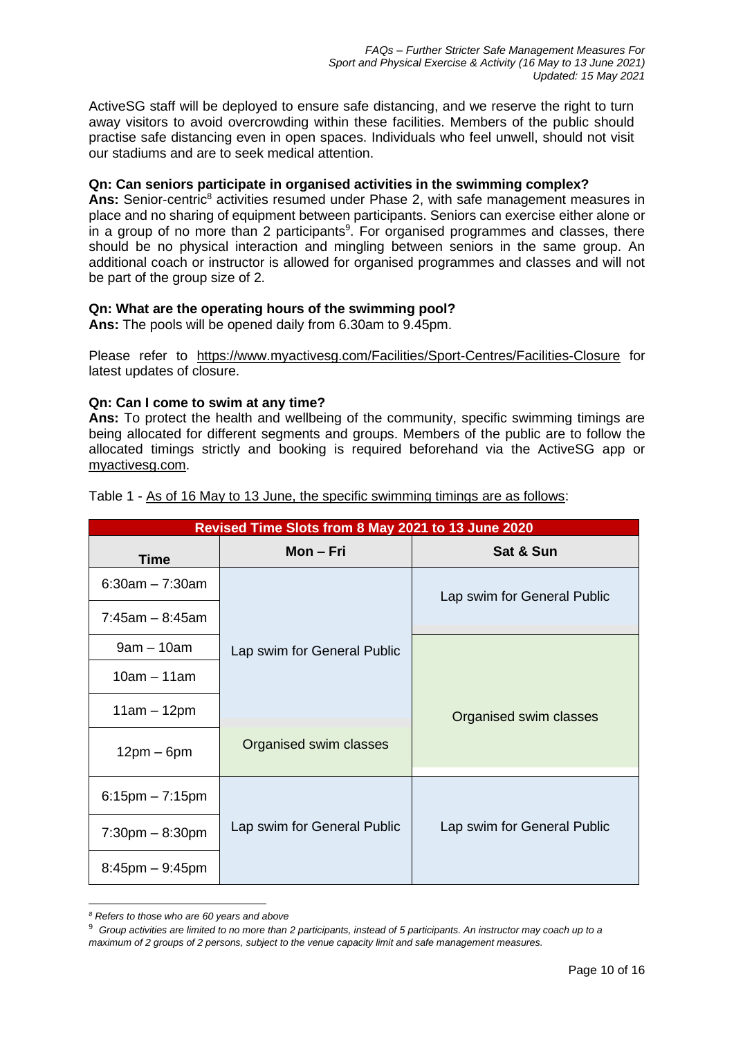ActiveSG staff will be deployed to ensure safe distancing, and we reserve the right to turn away visitors to avoid overcrowding within these facilities. Members of the public should practise safe distancing even in open spaces. Individuals who feel unwell, should not visit our stadiums and are to seek medical attention.

**Qn: Can seniors participate in organised activities in the swimming complex?**

**Ans:** Senior-centric[8] activities resumed under Phase 2, with safe management measures in place and no sharing of equipment between participants. Seniors can exercise either alone or in a group of no more than 2 participants[9]. For organised programmes and classes, there should be no physical interaction and mingling between seniors in the same group. An additional coach or instructor is allowed for organised programmes and classes and will not be part of the group size of 2.

**Qn: What are the operating hours of the swimming pool?**

**Ans:** The pools will be opened daily from 6.30am to 9.45pm.

Please refer to https://www.myactivesg.com/Facilities/Sport-Centres/Facilities-Closure for latest updates of closure.

**Qn: Can I come to swim at any time?**

**Ans:** To protect the health and wellbeing of the community, specific swimming timings are being allocated for different segments and groups. Members of the public are to follow the allocated timings strictly and booking is required beforehand via the ActiveSG app or myactivesg.com.

Table 1 - As of 16 May to 13 June, the specific swimming timings are as follows:

| Revised Time Slots from 8 May 2021 to 13 June 2020 | | |
|---|---|---|
| **Time** | **Mon – Fri** | **Sat & Sun** |
| 6:30am – 7:30am | Lap swim for General Public | Lap swim for General Public |
| 7:45am – 8:45am | Lap swim for General Public | Lap swim for General Public |
| 9am – 10am | Lap swim for General Public | Organised swim classes |
| 10am – 11am | Lap swim for General Public | Organised swim classes |
| 11am – 12pm | Lap swim for General Public | Organised swim classes |
| 12pm – 6pm | Organised swim classes | Organised swim classes |
| 6:15pm – 7:15pm | Lap swim for General Public | Lap swim for General Public |
| 7:30pm – 8:30pm | Lap swim for General Public | Lap swim for General Public |
| 8:45pm – 9:45pm | Lap swim for General Public | Lap swim for General Public |

[8] *Refers to those who are 60 years and above*

[9] *Group activities are limited to no more than 2 participants, instead of 5 participants. An instructor may coach up to a maximum of 2 groups of 2 persons, subject to the venue capacity limit and safe management measures.*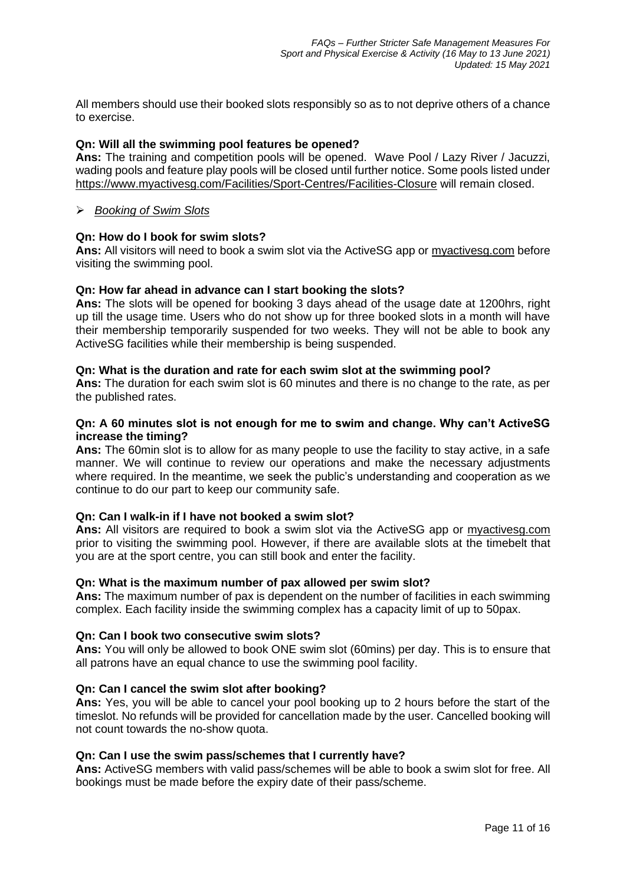All members should use their booked slots responsibly so as to not deprive others of a chance to exercise.

**Qn: Will all the swimming pool features be opened?**
**Ans:** The training and competition pools will be opened. Wave Pool / Lazy River / Jacuzzi, wading pools and feature play pools will be closed until further notice. Some pools listed under https://www.myactivesg.com/Facilities/Sport-Centres/Facilities-Closure will remain closed.

- *Booking of Swim Slots*

**Qn: How do I book for swim slots?**
**Ans:** All visitors will need to book a swim slot via the ActiveSG app or myactivesg.com before visiting the swimming pool.

**Qn: How far ahead in advance can I start booking the slots?**
**Ans:** The slots will be opened for booking 3 days ahead of the usage date at 1200hrs, right up till the usage time. Users who do not show up for three booked slots in a month will have their membership temporarily suspended for two weeks. They will not be able to book any ActiveSG facilities while their membership is being suspended.

**Qn: What is the duration and rate for each swim slot at the swimming pool?**
**Ans:** The duration for each swim slot is 60 minutes and there is no change to the rate, as per the published rates.

**Qn: A 60 minutes slot is not enough for me to swim and change. Why can't ActiveSG increase the timing?**
**Ans:** The 60min slot is to allow for as many people to use the facility to stay active, in a safe manner. We will continue to review our operations and make the necessary adjustments where required. In the meantime, we seek the public's understanding and cooperation as we continue to do our part to keep our community safe.

**Qn: Can I walk-in if I have not booked a swim slot?**
**Ans:** All visitors are required to book a swim slot via the ActiveSG app or myactivesg.com prior to visiting the swimming pool. However, if there are available slots at the timebelt that you are at the sport centre, you can still book and enter the facility.

**Qn: What is the maximum number of pax allowed per swim slot?**
**Ans:** The maximum number of pax is dependent on the number of facilities in each swimming complex. Each facility inside the swimming complex has a capacity limit of up to 50pax.

**Qn: Can I book two consecutive swim slots?**
**Ans:** You will only be allowed to book ONE swim slot (60mins) per day. This is to ensure that all patrons have an equal chance to use the swimming pool facility.

**Qn: Can I cancel the swim slot after booking?**
**Ans:** Yes, you will be able to cancel your pool booking up to 2 hours before the start of the timeslot. No refunds will be provided for cancellation made by the user. Cancelled booking will not count towards the no-show quota.

**Qn: Can I use the swim pass/schemes that I currently have?**
**Ans:** ActiveSG members with valid pass/schemes will be able to book a swim slot for free. All bookings must be made before the expiry date of their pass/scheme.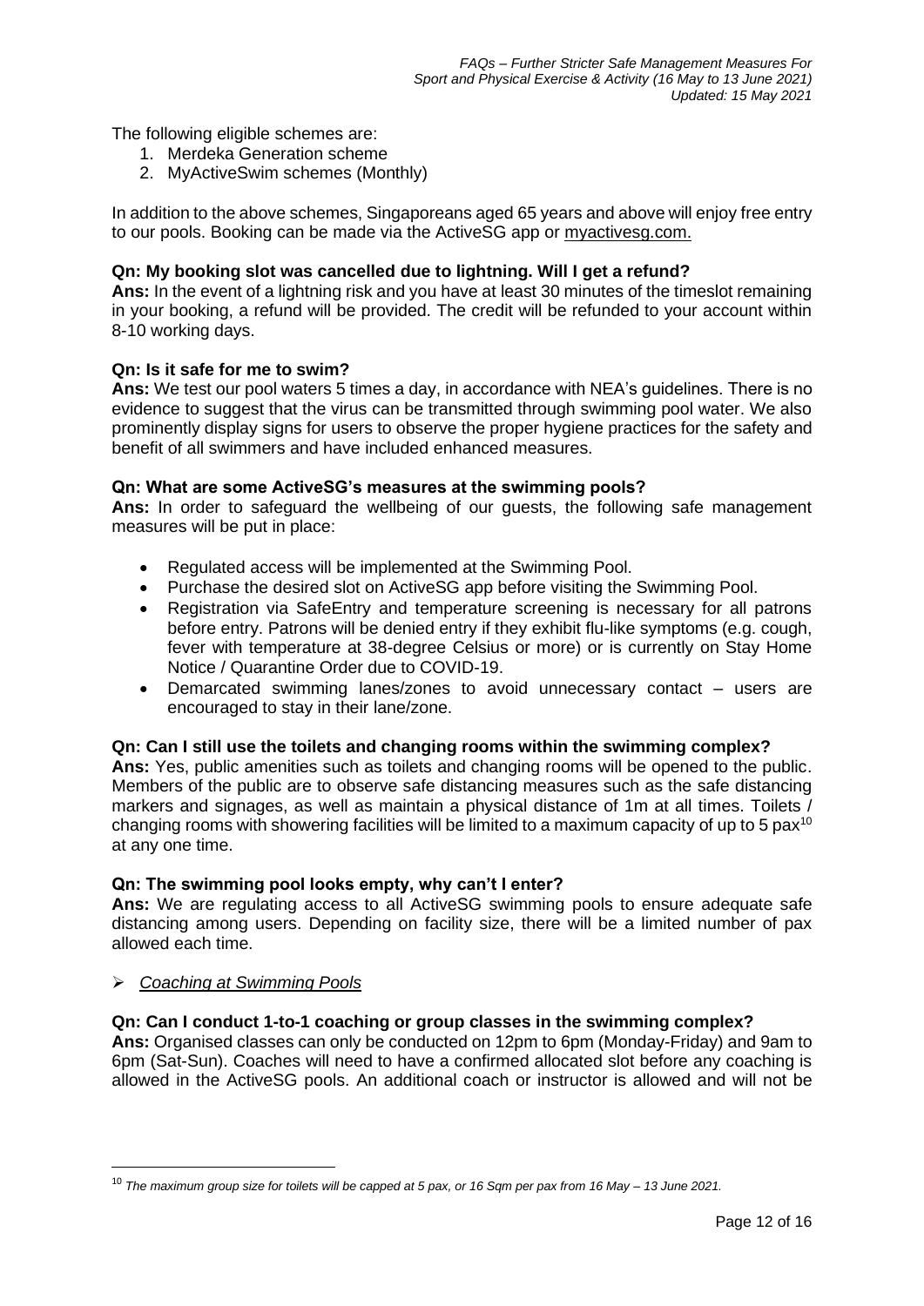The following eligible schemes are:

1. Merdeka Generation scheme
2. MyActiveSwim schemes (Monthly)

In addition to the above schemes, Singaporeans aged 65 years and above will enjoy free entry to our pools. Booking can be made via the ActiveSG app or myactivesg.com.

**Qn: My booking slot was cancelled due to lightning. Will I get a refund?**
**Ans:** In the event of a lightning risk and you have at least 30 minutes of the timeslot remaining in your booking, a refund will be provided. The credit will be refunded to your account within 8-10 working days.

**Qn: Is it safe for me to swim?**
**Ans:** We test our pool waters 5 times a day, in accordance with NEA's guidelines. There is no evidence to suggest that the virus can be transmitted through swimming pool water. We also prominently display signs for users to observe the proper hygiene practices for the safety and benefit of all swimmers and have included enhanced measures.

**Qn: What are some ActiveSG's measures at the swimming pools?**
**Ans:** In order to safeguard the wellbeing of our guests, the following safe management measures will be put in place:

- Regulated access will be implemented at the Swimming Pool.
- Purchase the desired slot on ActiveSG app before visiting the Swimming Pool.
- Registration via SafeEntry and temperature screening is necessary for all patrons before entry. Patrons will be denied entry if they exhibit flu-like symptoms (e.g. cough, fever with temperature at 38-degree Celsius or more) or is currently on Stay Home Notice / Quarantine Order due to COVID-19.
- Demarcated swimming lanes/zones to avoid unnecessary contact – users are encouraged to stay in their lane/zone.

**Qn: Can I still use the toilets and changing rooms within the swimming complex?**
**Ans:** Yes, public amenities such as toilets and changing rooms will be opened to the public. Members of the public are to observe safe distancing measures such as the safe distancing markers and signages, as well as maintain a physical distance of 1m at all times. Toilets / changing rooms with showering facilities will be limited to a maximum capacity of up to 5 pax[10] at any one time.

**Qn: The swimming pool looks empty, why can't I enter?**
**Ans:** We are regulating access to all ActiveSG swimming pools to ensure adequate safe distancing among users. Depending on facility size, there will be a limited number of pax allowed each time.

- *Coaching at Swimming Pools*

**Qn: Can I conduct 1-to-1 coaching or group classes in the swimming complex?**
**Ans:** Organised classes can only be conducted on 12pm to 6pm (Monday-Friday) and 9am to 6pm (Sat-Sun). Coaches will need to have a confirmed allocated slot before any coaching is allowed in the ActiveSG pools. An additional coach or instructor is allowed and will not be

---

[10] *The maximum group size for toilets will be capped at 5 pax, or 16 Sqm per pax from 16 May – 13 June 2021.*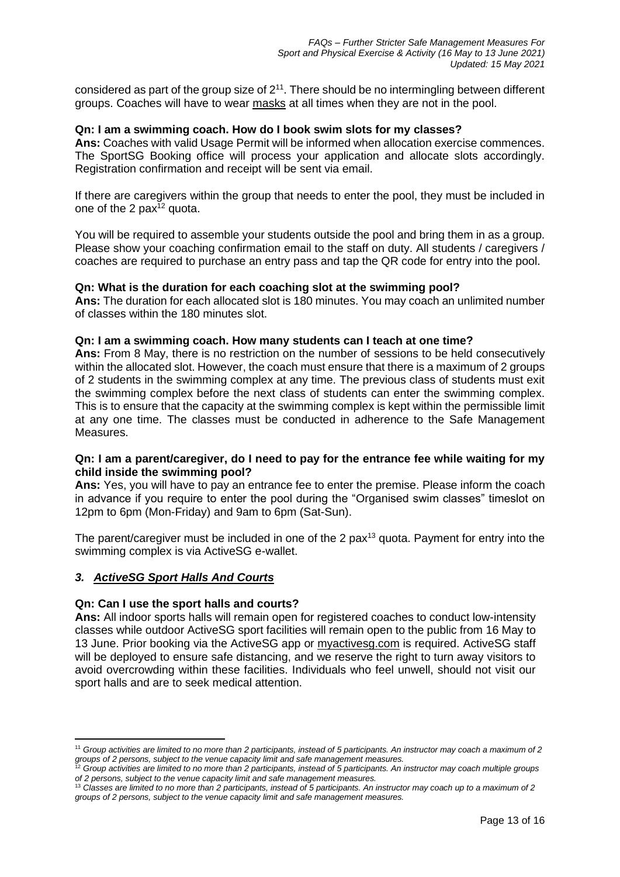considered as part of the group size of 2[11]. There should be no intermingling between different groups. Coaches will have to wear masks at all times when they are not in the pool.

**Qn: I am a swimming coach. How do I book swim slots for my classes?**
**Ans:** Coaches with valid Usage Permit will be informed when allocation exercise commences. The SportSG Booking office will process your application and allocate slots accordingly. Registration confirmation and receipt will be sent via email.

If there are caregivers within the group that needs to enter the pool, they must be included in one of the 2 pax[12] quota.

You will be required to assemble your students outside the pool and bring them in as a group. Please show your coaching confirmation email to the staff on duty. All students / caregivers / coaches are required to purchase an entry pass and tap the QR code for entry into the pool.

**Qn: What is the duration for each coaching slot at the swimming pool?**
**Ans:** The duration for each allocated slot is 180 minutes. You may coach an unlimited number of classes within the 180 minutes slot.

**Qn: I am a swimming coach. How many students can I teach at one time?**
**Ans:** From 8 May, there is no restriction on the number of sessions to be held consecutively within the allocated slot. However, the coach must ensure that there is a maximum of 2 groups of 2 students in the swimming complex at any time. The previous class of students must exit the swimming complex before the next class of students can enter the swimming complex. This is to ensure that the capacity at the swimming complex is kept within the permissible limit at any one time. The classes must be conducted in adherence to the Safe Management Measures.

**Qn: I am a parent/caregiver, do I need to pay for the entrance fee while waiting for my child inside the swimming pool?**
**Ans:** Yes, you will have to pay an entrance fee to enter the premise. Please inform the coach in advance if you require to enter the pool during the "Organised swim classes" timeslot on 12pm to 6pm (Mon-Friday) and 9am to 6pm (Sat-Sun).

The parent/caregiver must be included in one of the 2 pax[13] quota. Payment for entry into the swimming complex is via ActiveSG e-wallet.

### *3. ActiveSG Sport Halls And Courts*

**Qn: Can I use the sport halls and courts?**
**Ans:** All indoor sports halls will remain open for registered coaches to conduct low-intensity classes while outdoor ActiveSG sport facilities will remain open to the public from 16 May to 13 June. Prior booking via the ActiveSG app or myactivesg.com is required. ActiveSG staff will be deployed to ensure safe distancing, and we reserve the right to turn away visitors to avoid overcrowding within these facilities. Individuals who feel unwell, should not visit our sport halls and are to seek medical attention.

---

[11] *Group activities are limited to no more than 2 participants, instead of 5 participants. An instructor may coach a maximum of 2 groups of 2 persons, subject to the venue capacity limit and safe management measures.*

[12] *Group activities are limited to no more than 2 participants, instead of 5 participants. An instructor may coach multiple groups of 2 persons, subject to the venue capacity limit and safe management measures.*

[13] *Classes are limited to no more than 2 participants, instead of 5 participants. An instructor may coach up to a maximum of 2 groups of 2 persons, subject to the venue capacity limit and safe management measures.*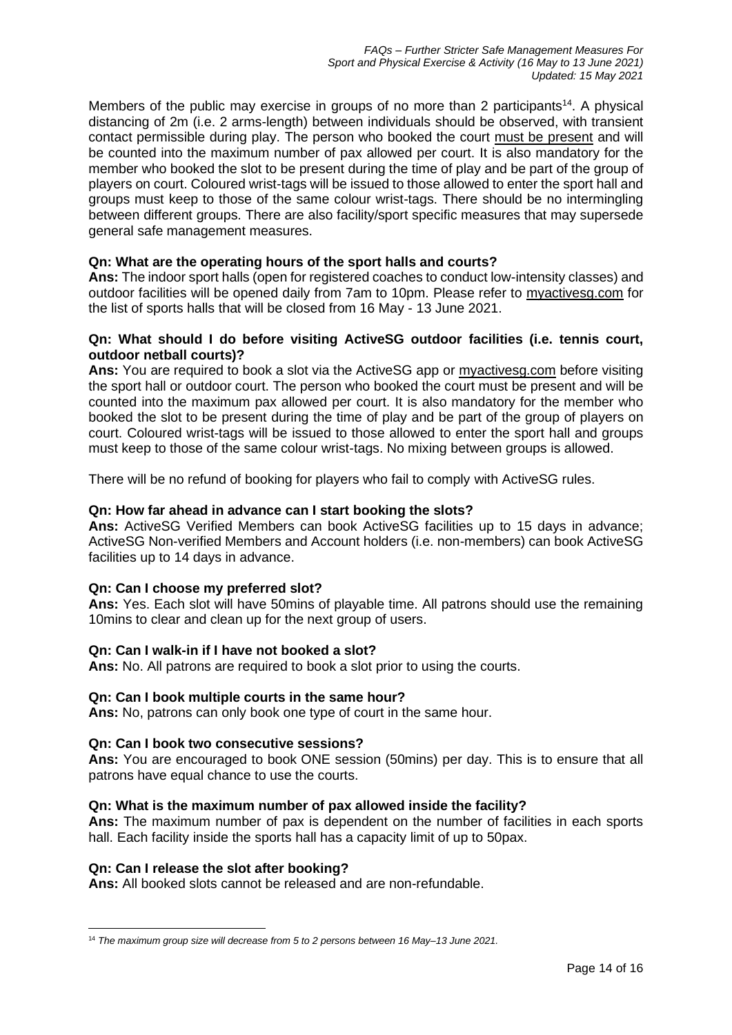Members of the public may exercise in groups of no more than 2 participants[14]. A physical distancing of 2m (i.e. 2 arms-length) between individuals should be observed, with transient contact permissible during play. The person who booked the court must be present and will be counted into the maximum number of pax allowed per court. It is also mandatory for the member who booked the slot to be present during the time of play and be part of the group of players on court. Coloured wrist-tags will be issued to those allowed to enter the sport hall and groups must keep to those of the same colour wrist-tags. There should be no intermingling between different groups. There are also facility/sport specific measures that may supersede general safe management measures.

**Qn: What are the operating hours of the sport halls and courts?**
**Ans:** The indoor sport halls (open for registered coaches to conduct low-intensity classes) and outdoor facilities will be opened daily from 7am to 10pm. Please refer to myactivesg.com for the list of sports halls that will be closed from 16 May - 13 June 2021.

**Qn: What should I do before visiting ActiveSG outdoor facilities (i.e. tennis court, outdoor netball courts)?**
**Ans:** You are required to book a slot via the ActiveSG app or myactivesg.com before visiting the sport hall or outdoor court. The person who booked the court must be present and will be counted into the maximum pax allowed per court. It is also mandatory for the member who booked the slot to be present during the time of play and be part of the group of players on court. Coloured wrist-tags will be issued to those allowed to enter the sport hall and groups must keep to those of the same colour wrist-tags. No mixing between groups is allowed.

There will be no refund of booking for players who fail to comply with ActiveSG rules.

**Qn: How far ahead in advance can I start booking the slots?**
**Ans:** ActiveSG Verified Members can book ActiveSG facilities up to 15 days in advance; ActiveSG Non-verified Members and Account holders (i.e. non-members) can book ActiveSG facilities up to 14 days in advance.

**Qn: Can I choose my preferred slot?**
**Ans:** Yes. Each slot will have 50mins of playable time. All patrons should use the remaining 10mins to clear and clean up for the next group of users.

**Qn: Can I walk-in if I have not booked a slot?**
**Ans:** No. All patrons are required to book a slot prior to using the courts.

**Qn: Can I book multiple courts in the same hour?**
**Ans:** No, patrons can only book one type of court in the same hour.

**Qn: Can I book two consecutive sessions?**
**Ans:** You are encouraged to book ONE session (50mins) per day. This is to ensure that all patrons have equal chance to use the courts.

**Qn: What is the maximum number of pax allowed inside the facility?**
**Ans:** The maximum number of pax is dependent on the number of facilities in each sports hall. Each facility inside the sports hall has a capacity limit of up to 50pax.

**Qn: Can I release the slot after booking?**
**Ans:** All booked slots cannot be released and are non-refundable.

[14] *The maximum group size will decrease from 5 to 2 persons between 16 May–13 June 2021.*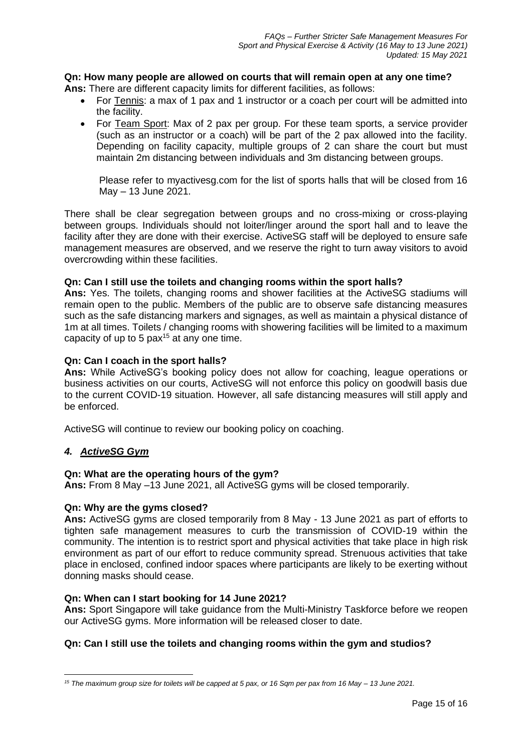**Qn: How many people are allowed on courts that will remain open at any one time?**
**Ans:** There are different capacity limits for different facilities, as follows:

- For Tennis: a max of 1 pax and 1 instructor or a coach per court will be admitted into the facility.
- For Team Sport: Max of 2 pax per group. For these team sports, a service provider (such as an instructor or a coach) will be part of the 2 pax allowed into the facility. Depending on facility capacity, multiple groups of 2 can share the court but must maintain 2m distancing between individuals and 3m distancing between groups.

  Please refer to myactivesg.com for the list of sports halls that will be closed from 16 May – 13 June 2021.

There shall be clear segregation between groups and no cross-mixing or cross-playing between groups. Individuals should not loiter/linger around the sport hall and to leave the facility after they are done with their exercise. ActiveSG staff will be deployed to ensure safe management measures are observed, and we reserve the right to turn away visitors to avoid overcrowding within these facilities.

**Qn: Can I still use the toilets and changing rooms within the sport halls?**
**Ans:** Yes. The toilets, changing rooms and shower facilities at the ActiveSG stadiums will remain open to the public. Members of the public are to observe safe distancing measures such as the safe distancing markers and signages, as well as maintain a physical distance of 1m at all times. Toilets / changing rooms with showering facilities will be limited to a maximum capacity of up to 5 pax[15] at any one time.

**Qn: Can I coach in the sport halls?**
**Ans:** While ActiveSG's booking policy does not allow for coaching, league operations or business activities on our courts, ActiveSG will not enforce this policy on goodwill basis due to the current COVID-19 situation. However, all safe distancing measures will still apply and be enforced.

ActiveSG will continue to review our booking policy on coaching.

## *4. ActiveSG Gym*

**Qn: What are the operating hours of the gym?**
**Ans:** From 8 May –13 June 2021, all ActiveSG gyms will be closed temporarily.

**Qn: Why are the gyms closed?**
**Ans:** ActiveSG gyms are closed temporarily from 8 May - 13 June 2021 as part of efforts to tighten safe management measures to curb the transmission of COVID-19 within the community. The intention is to restrict sport and physical activities that take place in high risk environment as part of our effort to reduce community spread. Strenuous activities that take place in enclosed, confined indoor spaces where participants are likely to be exerting without donning masks should cease.

**Qn: When can I start booking for 14 June 2021?**
**Ans:** Sport Singapore will take guidance from the Multi-Ministry Taskforce before we reopen our ActiveSG gyms. More information will be released closer to date.

**Qn: Can I still use the toilets and changing rooms within the gym and studios?**

---

*[15] The maximum group size for toilets will be capped at 5 pax, or 16 Sqm per pax from 16 May – 13 June 2021.*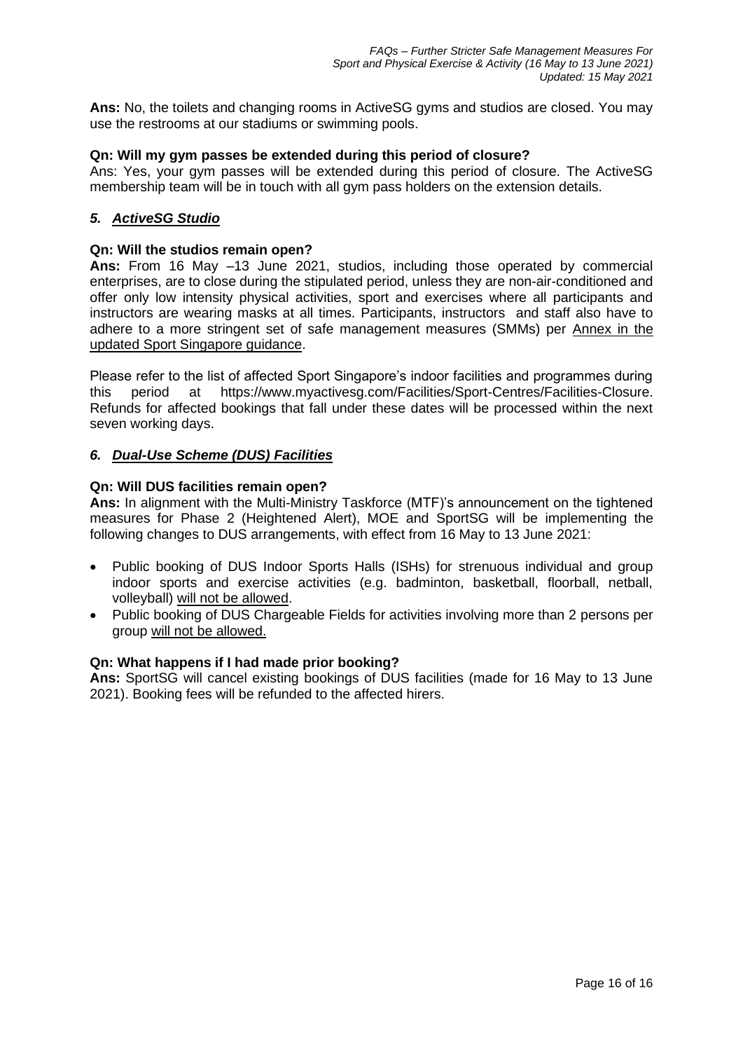**Ans:** No, the toilets and changing rooms in ActiveSG gyms and studios are closed. You may use the restrooms at our stadiums or swimming pools.

**Qn: Will my gym passes be extended during this period of closure?**

Ans: Yes, your gym passes will be extended during this period of closure. The ActiveSG membership team will be in touch with all gym pass holders on the extension details.

## *5. <u>ActiveSG Studio</u>*

**Qn: Will the studios remain open?**

**Ans:** From 16 May –13 June 2021, studios, including those operated by commercial enterprises, are to close during the stipulated period, unless they are non-air-conditioned and offer only low intensity physical activities, sport and exercises where all participants and instructors are wearing masks at all times. Participants, instructors and staff also have to adhere to a more stringent set of safe management measures (SMMs) per <u>Annex in the updated Sport Singapore guidance</u>.

Please refer to the list of affected Sport Singapore's indoor facilities and programmes during this period at https://www.myactivesg.com/Facilities/Sport-Centres/Facilities-Closure. Refunds for affected bookings that fall under these dates will be processed within the next seven working days.

## *6. <u>Dual-Use Scheme (DUS) Facilities</u>*

**Qn: Will DUS facilities remain open?**

**Ans:** In alignment with the Multi-Ministry Taskforce (MTF)'s announcement on the tightened measures for Phase 2 (Heightened Alert), MOE and SportSG will be implementing the following changes to DUS arrangements, with effect from 16 May to 13 June 2021:

- Public booking of DUS Indoor Sports Halls (ISHs) for strenuous individual and group indoor sports and exercise activities (e.g. badminton, basketball, floorball, netball, volleyball) <u>will not be allowed</u>.
- Public booking of DUS Chargeable Fields for activities involving more than 2 persons per group <u>will not be allowed.</u>

**Qn: What happens if I had made prior booking?**

**Ans:** SportSG will cancel existing bookings of DUS facilities (made for 16 May to 13 June 2021). Booking fees will be refunded to the affected hirers.